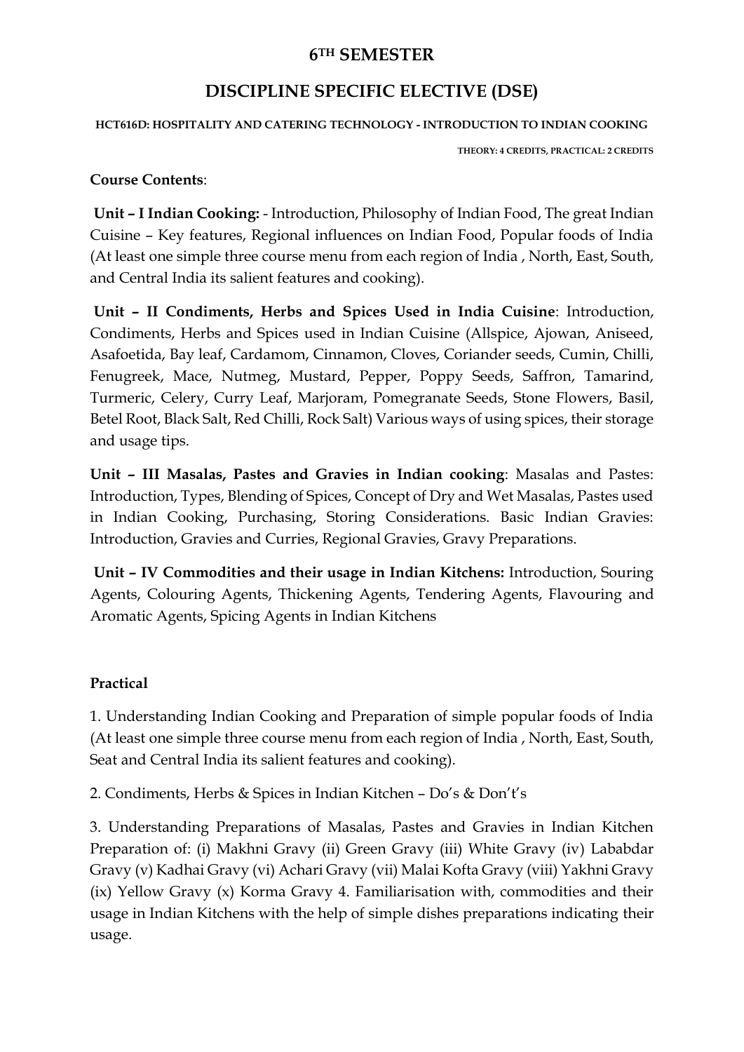# 6TH SEMESTER

# DISCIPLINE SPECIFIC ELECTIVE (DSE)

#### HCT616D: HOSPITALITY AND CATERING TECHNOLOGY - INTRODUCTION TO INDIAN COOKING

THEORY: 4 CREDITS, PRACTICAL: 2 CREDITS

**Course Contents**:

**Unit – I Indian Cooking:** - Introduction, Philosophy of Indian Food, The great Indian Cuisine – Key features, Regional influences on Indian Food, Popular foods of India (At least one simple three course menu from each region of India , North, East, South, and Central India its salient features and cooking).

**Unit – II Condiments, Herbs and Spices Used in India Cuisine**: Introduction, Condiments, Herbs and Spices used in Indian Cuisine (Allspice, Ajowan, Aniseed, Asafoetida, Bay leaf, Cardamom, Cinnamon, Cloves, Coriander seeds, Cumin, Chilli, Fenugreek, Mace, Nutmeg, Mustard, Pepper, Poppy Seeds, Saffron, Tamarind, Turmeric, Celery, Curry Leaf, Marjoram, Pomegranate Seeds, Stone Flowers, Basil, Betel Root, Black Salt, Red Chilli, Rock Salt) Various ways of using spices, their storage and usage tips.

**Unit – III Masalas, Pastes and Gravies in Indian cooking**: Masalas and Pastes: Introduction, Types, Blending of Spices, Concept of Dry and Wet Masalas, Pastes used in Indian Cooking, Purchasing, Storing Considerations. Basic Indian Gravies: Introduction, Gravies and Curries, Regional Gravies, Gravy Preparations.

**Unit – IV Commodities and their usage in Indian Kitchens:** Introduction, Souring Agents, Colouring Agents, Thickening Agents, Tendering Agents, Flavouring and Aromatic Agents, Spicing Agents in Indian Kitchens

**Practical**

1. Understanding Indian Cooking and Preparation of simple popular foods of India (At least one simple three course menu from each region of India , North, East, South, Seat and Central India its salient features and cooking).

2. Condiments, Herbs & Spices in Indian Kitchen – Do's & Don't's

3. Understanding Preparations of Masalas, Pastes and Gravies in Indian Kitchen Preparation of: (i) Makhni Gravy (ii) Green Gravy (iii) White Gravy (iv) Lababdar Gravy (v) Kadhai Gravy (vi) Achari Gravy (vii) Malai Kofta Gravy (viii) Yakhni Gravy (ix) Yellow Gravy (x) Korma Gravy 4. Familiarisation with, commodities and their usage in Indian Kitchens with the help of simple dishes preparations indicating their usage.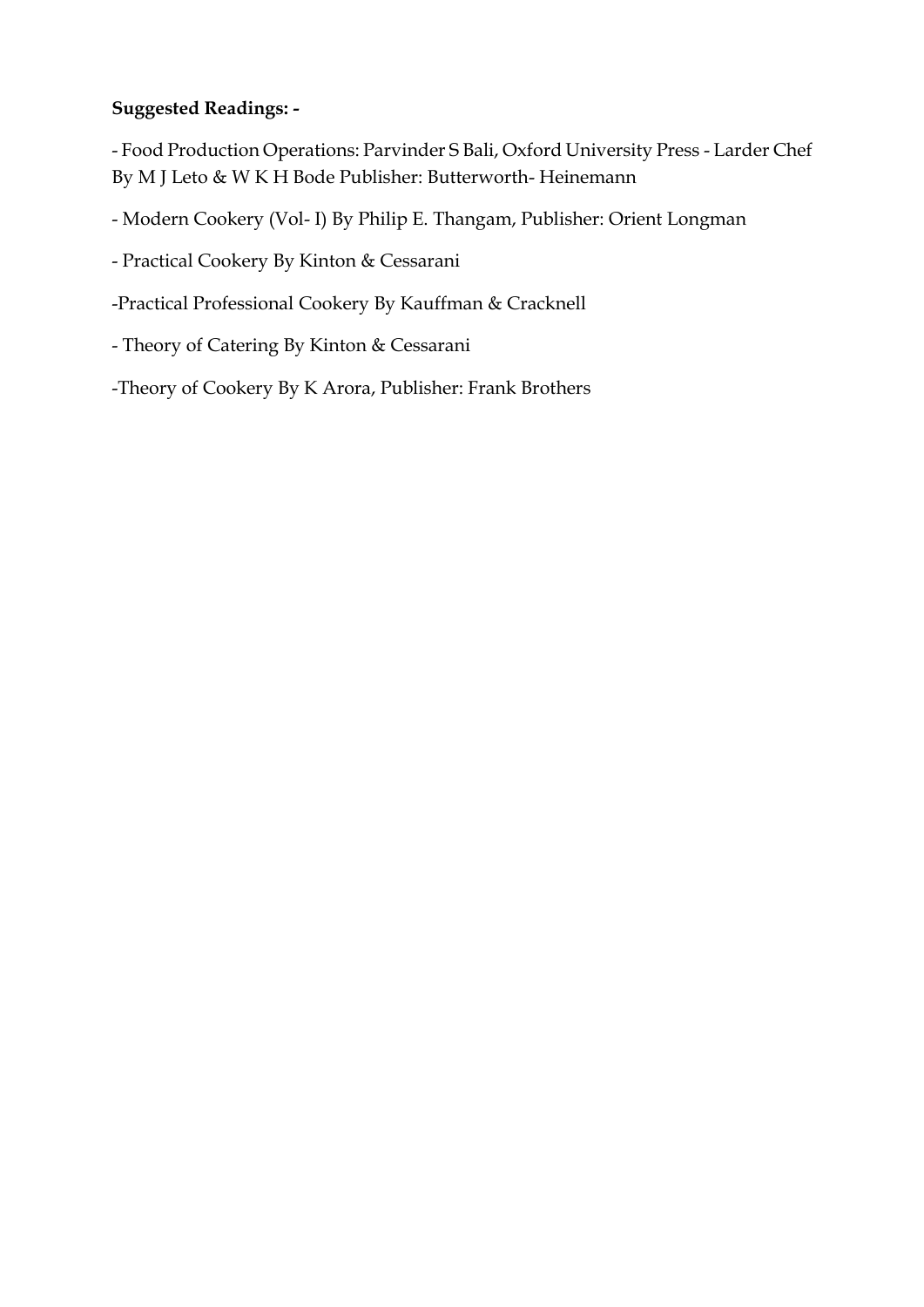**Suggested Readings: -**

- Food Production Operations: Parvinder S Bali, Oxford University Press - Larder Chef By M J Leto & W K H Bode Publisher: Butterworth- Heinemann

- Modern Cookery (Vol- I) By Philip E. Thangam, Publisher: Orient Longman

- Practical Cookery By Kinton & Cessarani

-Practical Professional Cookery By Kauffman & Cracknell

- Theory of Catering By Kinton & Cessarani

-Theory of Cookery By K Arora, Publisher: Frank Brothers